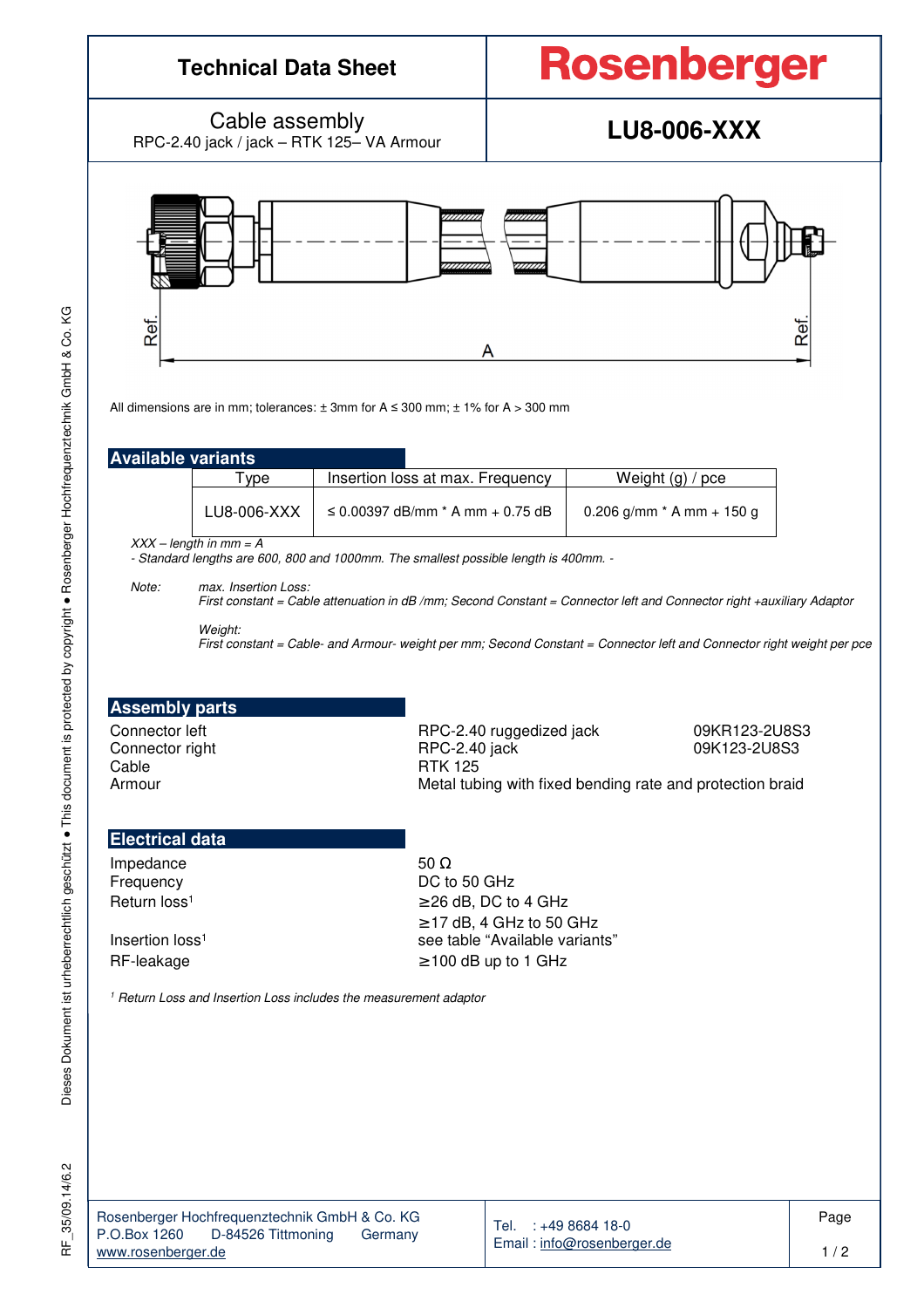# Technical Data Sheet

**Rosenberger**

## Cable assembly
RPC-2.40 jack / jack – RTK 125– VA Armour

## LU8-006-XXX

Ref. A Ref.

All dimensions are in mm; tolerances: ± 3mm for A ≤ 300 mm; ± 1% for A > 300 mm

## Available variants

| Type | Insertion loss at max. Frequency | Weight (g) / pce |
|---|---|---|
| LU8-006-XXX | ≤ 0.00397 dB/mm * A mm + 0.75 dB | 0.206 g/mm * A mm + 150 g |

*XXX – length in mm = A*
*- Standard lengths are 600, 800 and 1000mm. The smallest possible length is 400mm. -*

*Note:* *max. Insertion Loss:*
*First constant = Cable attenuation in dB /mm; Second Constant = Connector left and Connector right +auxiliary Adaptor*

*Weight:*
*First constant = Cable- and Armour- weight per mm; Second Constant = Connector left and Connector right weight per pce*

## Assembly parts

| | | |
|---|---|---|
| Connector left | RPC-2.40 ruggedized jack | 09KR123-2U8S3 |
| Connector right | RPC-2.40 jack | 09K123-2U8S3 |
| Cable | RTK 125 | |
| Armour | Metal tubing with fixed bending rate and protection braid | |

## Electrical data

| | |
|---|---|
| Impedance | 50 Ω |
| Frequency | DC to 50 GHz |
| Return loss[1] | ≥26 dB, DC to 4 GHz<br>≥17 dB, 4 GHz to 50 GHz |
| Insertion loss[1] | see table “Available variants” |
| RF-leakage | ≥100 dB up to 1 GHz |

*[1] Return Loss and Insertion Loss includes the measurement adaptor*

Rosenberger Hochfrequenztechnik GmbH & Co. KG
P.O.Box 1260 D-84526 Tittmoning Germany
www.rosenberger.de

Tel. : +49 8684 18-0
Email : info@rosenberger.de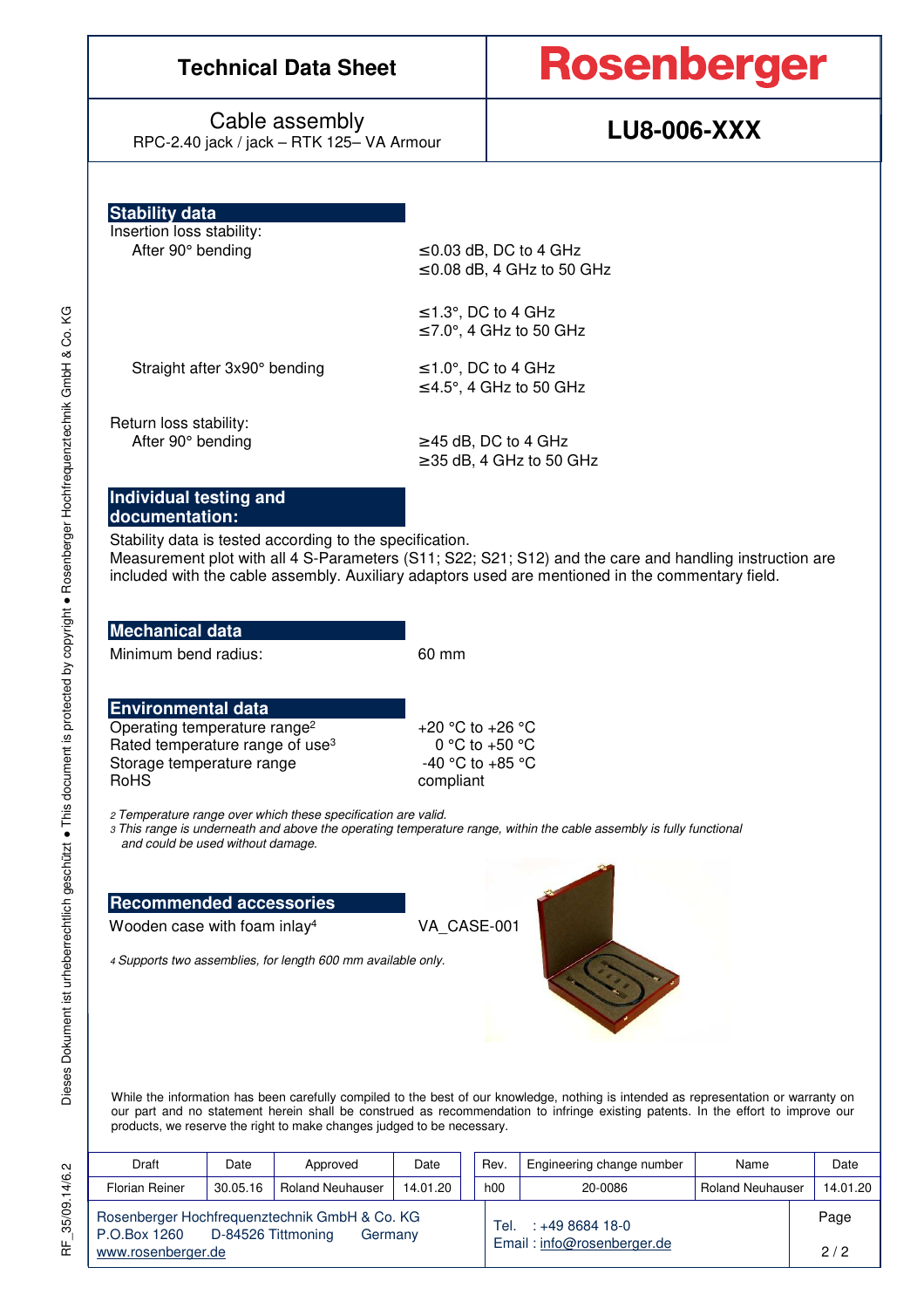# Technical Data Sheet

**Rosenberger**

Cable assembly
RPC-2.40 jack / jack – RTK 125– VA Armour

**LU8-006-XXX**

## Stability data

Insertion loss stability:

| | |
|---|---|
| After 90° bending | ≤0.03 dB, DC to 4 GHz<br>≤0.08 dB, 4 GHz to 50 GHz |
| | ≤1.3°, DC to 4 GHz<br>≤7.0°, 4 GHz to 50 GHz |
| Straight after 3x90° bending | ≤1.0°, DC to 4 GHz<br>≤4.5°, 4 GHz to 50 GHz |

Return loss stability:

| | |
|---|---|
| After 90° bending | ≥45 dB, DC to 4 GHz<br>≥35 dB, 4 GHz to 50 GHz |

## Individual testing and documentation:

Stability data is tested according to the specification.
Measurement plot with all 4 S-Parameters (S11; S22; S21; S12) and the care and handling instruction are included with the cable assembly. Auxiliary adaptors used are mentioned in the commentary field.

## Mechanical data

| | |
|---|---|
| Minimum bend radius: | 60 mm |

## Environmental data

| | |
|---|---|
| Operating temperature range[2] | +20 °C to +26 °C |
| Rated temperature range of use[3] | 0 °C to +50 °C |
| Storage temperature range | -40 °C to +85 °C |
| RoHS | compliant |

*2 Temperature range over which these specification are valid.*
*3 This range is underneath and above the operating temperature range, within the cable assembly is fully functional and could be used without damage.*

## Recommended accessories

| | |
|---|---|
| Wooden case with foam inlay[4] | VA_CASE-001 |

*4 Supports two assemblies, for length 600 mm available only.*

While the information has been carefully compiled to the best of our knowledge, nothing is intended as representation or warranty on our part and no statement herein shall be construed as recommendation to infringe existing patents. In the effort to improve our products, we reserve the right to make changes judged to be necessary.

| Draft | Date | Approved | Date | Rev. | Engineering change number | Name | Date |
|---|---|---|---|---|---|---|---|
| Florian Reiner | 30.05.16 | Roland Neuhauser | 14.01.20 | h00 | 20-0086 | Roland Neuhauser | 14.01.20 |

Rosenberger Hochfrequenztechnik GmbH & Co. KG
P.O.Box 1260 D-84526 Tittmoning Germany
www.rosenberger.de

Tel. : +49 8684 18-0
Email : info@rosenberger.de